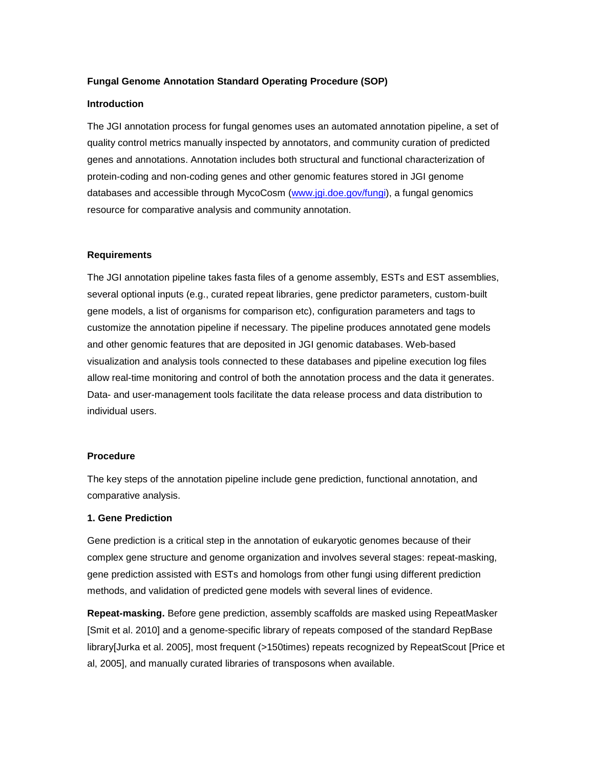# Fungal Genome Annotation Standard Operating Procedure (SOP)

## Introduction

The JGI annotation process for fungal genomes uses an automated annotation pipeline, a set of quality control metrics manually inspected by annotators, and community curation of predicted genes and annotations. Annotation includes both structural and functional characterization of protein-coding and non-coding genes and other genomic features stored in JGI genome databases and accessible through MycoCosm ([www.jgi.doe.gov/fungi](www.jgi.doe.gov/fungi)), a fungal genomics resource for comparative analysis and community annotation.

## Requirements

The JGI annotation pipeline takes fasta files of a genome assembly, ESTs and EST assemblies, several optional inputs (e.g., curated repeat libraries, gene predictor parameters, custom-built gene models, a list of organisms for comparison etc), configuration parameters and tags to customize the annotation pipeline if necessary. The pipeline produces annotated gene models and other genomic features that are deposited in JGI genomic databases. Web-based visualization and analysis tools connected to these databases and pipeline execution log files allow real-time monitoring and control of both the annotation process and the data it generates. Data- and user-management tools facilitate the data release process and data distribution to individual users.

## Procedure

The key steps of the annotation pipeline include gene prediction, functional annotation, and comparative analysis.

### 1. Gene Prediction

Gene prediction is a critical step in the annotation of eukaryotic genomes because of their complex gene structure and genome organization and involves several stages: repeat-masking, gene prediction assisted with ESTs and homologs from other fungi using different prediction methods, and validation of predicted gene models with several lines of evidence.

**Repeat-masking.** Before gene prediction, assembly scaffolds are masked using RepeatMasker [Smit et al. 2010] and a genome-specific library of repeats composed of the standard RepBase library[Jurka et al. 2005], most frequent (>150times) repeats recognized by RepeatScout [Price et al, 2005], and manually curated libraries of transposons when available.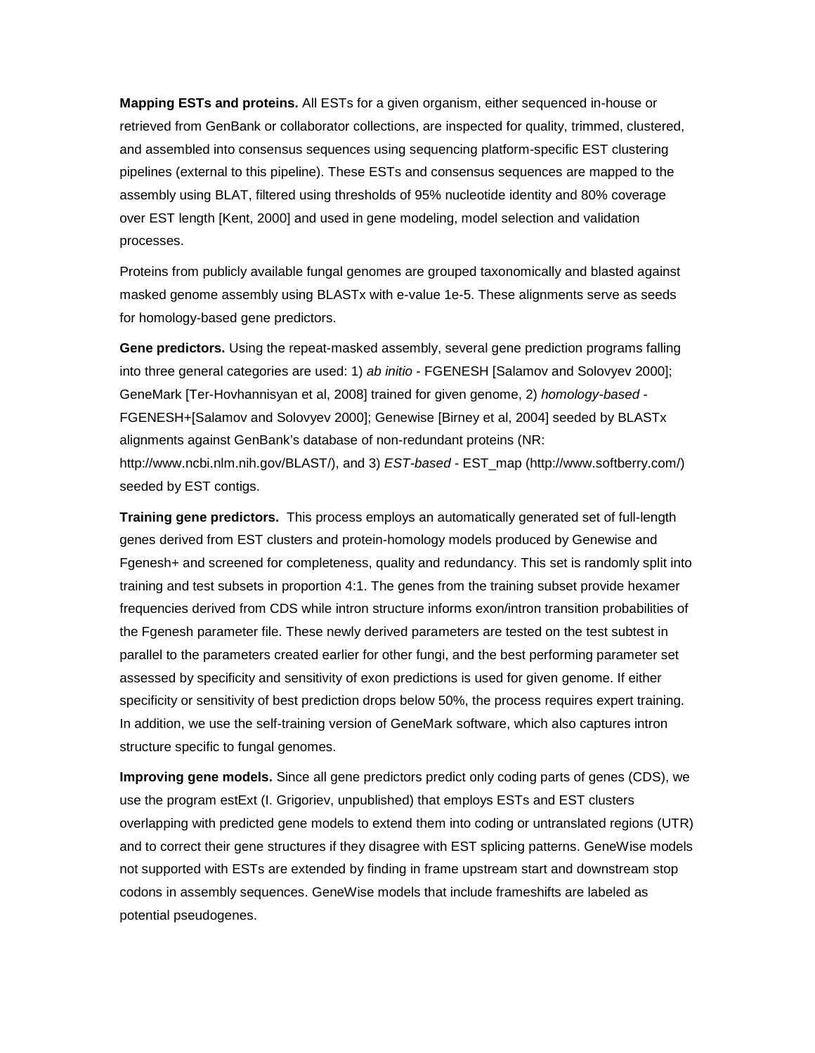**Mapping ESTs and proteins.** All ESTs for a given organism, either sequenced in-house or retrieved from GenBank or collaborator collections, are inspected for quality, trimmed, clustered, and assembled into consensus sequences using sequencing platform-specific EST clustering pipelines (external to this pipeline). These ESTs and consensus sequences are mapped to the assembly using BLAT, filtered using thresholds of 95% nucleotide identity and 80% coverage over EST length [Kent, 2000] and used in gene modeling, model selection and validation processes.

Proteins from publicly available fungal genomes are grouped taxonomically and blasted against masked genome assembly using BLASTx with e-value 1e-5. These alignments serve as seeds for homology-based gene predictors.

**Gene predictors.** Using the repeat-masked assembly, several gene prediction programs falling into three general categories are used: 1) *ab initio* - FGENESH [Salamov and Solovyev 2000]; GeneMark [Ter-Hovhannisyan et al, 2008] trained for given genome, 2) *homology-based* - FGENESH+[Salamov and Solovyev 2000]; Genewise [Birney et al, 2004] seeded by BLASTx alignments against GenBank's database of non-redundant proteins (NR: http://www.ncbi.nlm.nih.gov/BLAST/), and 3) *EST-based* - EST_map (http://www.softberry.com/) seeded by EST contigs.

**Training gene predictors.** This process employs an automatically generated set of full-length genes derived from EST clusters and protein-homology models produced by Genewise and Fgenesh+ and screened for completeness, quality and redundancy. This set is randomly split into training and test subsets in proportion 4:1. The genes from the training subset provide hexamer frequencies derived from CDS while intron structure informs exon/intron transition probabilities of the Fgenesh parameter file. These newly derived parameters are tested on the test subtest in parallel to the parameters created earlier for other fungi, and the best performing parameter set assessed by specificity and sensitivity of exon predictions is used for given genome. If either specificity or sensitivity of best prediction drops below 50%, the process requires expert training. In addition, we use the self-training version of GeneMark software, which also captures intron structure specific to fungal genomes.

**Improving gene models.** Since all gene predictors predict only coding parts of genes (CDS), we use the program estExt (I. Grigoriev, unpublished) that employs ESTs and EST clusters overlapping with predicted gene models to extend them into coding or untranslated regions (UTR) and to correct their gene structures if they disagree with EST splicing patterns. GeneWise models not supported with ESTs are extended by finding in frame upstream start and downstream stop codons in assembly sequences. GeneWise models that include frameshifts are labeled as potential pseudogenes.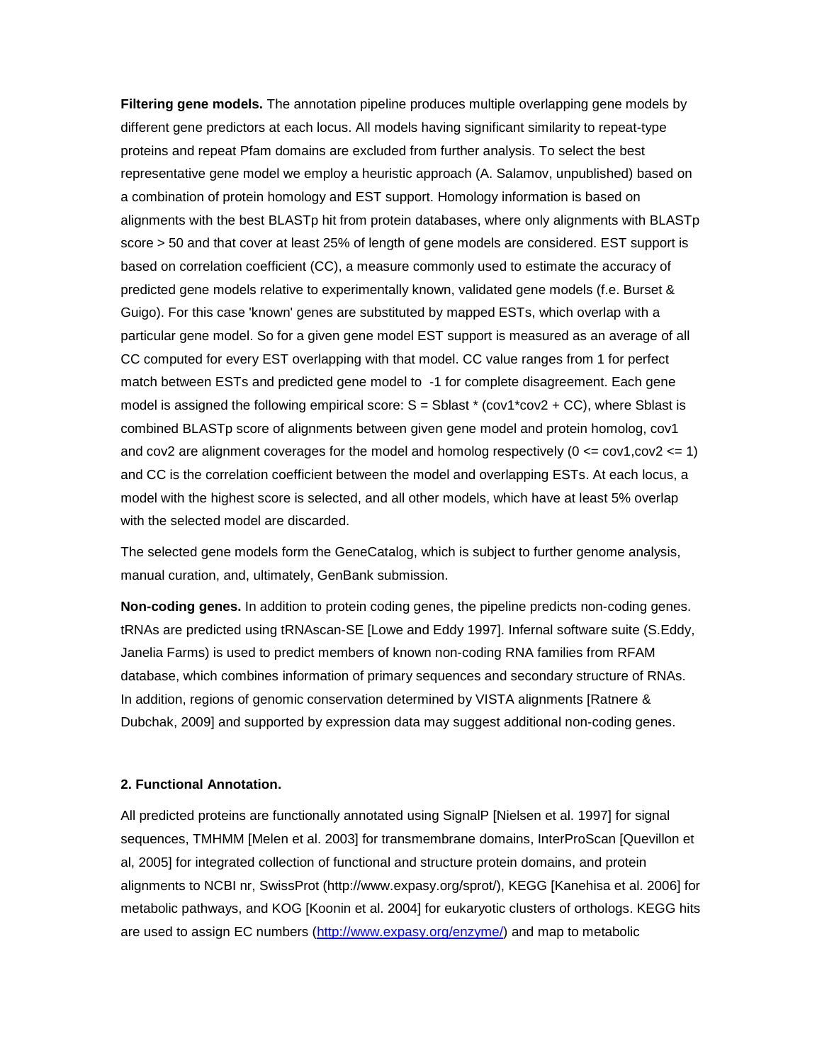**Filtering gene models.** The annotation pipeline produces multiple overlapping gene models by different gene predictors at each locus. All models having significant similarity to repeat-type proteins and repeat Pfam domains are excluded from further analysis. To select the best representative gene model we employ a heuristic approach (A. Salamov, unpublished) based on a combination of protein homology and EST support. Homology information is based on alignments with the best BLASTp hit from protein databases, where only alignments with BLASTp score > 50 and that cover at least 25% of length of gene models are considered. EST support is based on correlation coefficient (CC), a measure commonly used to estimate the accuracy of predicted gene models relative to experimentally known, validated gene models (f.e. Burset & Guigo). For this case 'known' genes are substituted by mapped ESTs, which overlap with a particular gene model. So for a given gene model EST support is measured as an average of all CC computed for every EST overlapping with that model. CC value ranges from 1 for perfect match between ESTs and predicted gene model to -1 for complete disagreement. Each gene model is assigned the following empirical score: $S = Sblast * (cov1*cov2 + CC)$, where Sblast is combined BLASTp score of alignments between given gene model and protein homolog, cov1 and cov2 are alignment coverages for the model and homolog respectively ($0 <= cov1,cov2 <= 1$) and CC is the correlation coefficient between the model and overlapping ESTs. At each locus, a model with the highest score is selected, and all other models, which have at least 5% overlap with the selected model are discarded.

The selected gene models form the GeneCatalog, which is subject to further genome analysis, manual curation, and, ultimately, GenBank submission.

**Non-coding genes.** In addition to protein coding genes, the pipeline predicts non-coding genes. tRNAs are predicted using tRNAscan-SE [Lowe and Eddy 1997]. Infernal software suite (S.Eddy, Janelia Farms) is used to predict members of known non-coding RNA families from RFAM database, which combines information of primary sequences and secondary structure of RNAs. In addition, regions of genomic conservation determined by VISTA alignments [Ratnere & Dubchak, 2009] and supported by expression data may suggest additional non-coding genes.

### 2. Functional Annotation.

All predicted proteins are functionally annotated using SignalP [Nielsen et al. 1997] for signal sequences, TMHMM [Melen et al. 2003] for transmembrane domains, InterProScan [Quevillon et al, 2005] for integrated collection of functional and structure protein domains, and protein alignments to NCBI nr, SwissProt (http://www.expasy.org/sprot/), KEGG [Kanehisa et al. 2006] for metabolic pathways, and KOG [Koonin et al. 2004] for eukaryotic clusters of orthologs. KEGG hits are used to assign EC numbers (http://www.expasy.org/enzyme/) and map to metabolic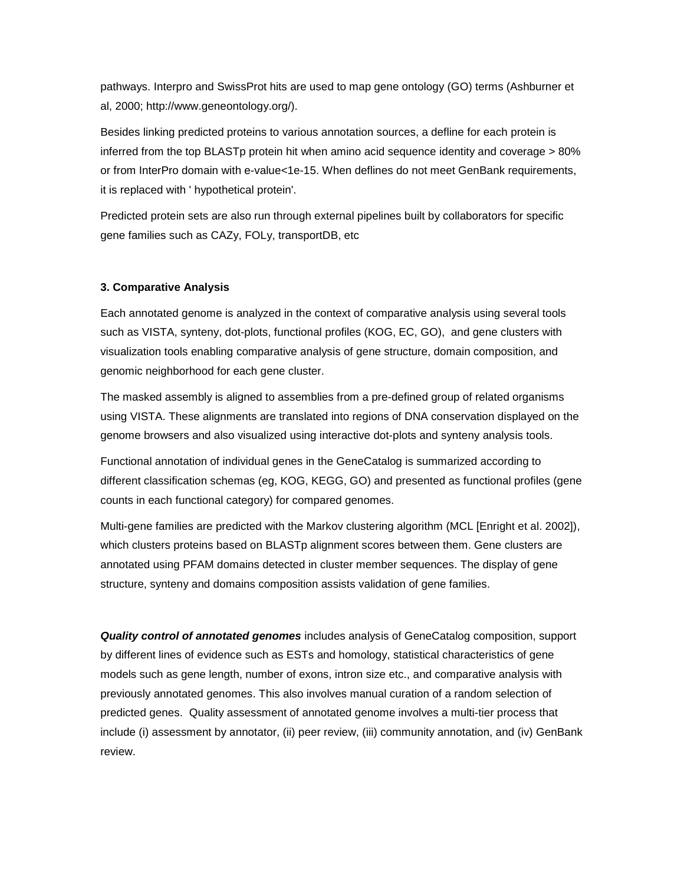pathways. Interpro and SwissProt hits are used to map gene ontology (GO) terms (Ashburner et al, 2000; http://www.geneontology.org/).

Besides linking predicted proteins to various annotation sources, a defline for each protein is inferred from the top BLASTp protein hit when amino acid sequence identity and coverage > 80% or from InterPro domain with e-value<1e-15. When deflines do not meet GenBank requirements, it is replaced with ' hypothetical protein'.

Predicted protein sets are also run through external pipelines built by collaborators for specific gene families such as CAZy, FOLy, transportDB, etc

### 3. Comparative Analysis

Each annotated genome is analyzed in the context of comparative analysis using several tools such as VISTA, synteny, dot-plots, functional profiles (KOG, EC, GO), and gene clusters with visualization tools enabling comparative analysis of gene structure, domain composition, and genomic neighborhood for each gene cluster.

The masked assembly is aligned to assemblies from a pre-defined group of related organisms using VISTA. These alignments are translated into regions of DNA conservation displayed on the genome browsers and also visualized using interactive dot-plots and synteny analysis tools.

Functional annotation of individual genes in the GeneCatalog is summarized according to different classification schemas (eg, KOG, KEGG, GO) and presented as functional profiles (gene counts in each functional category) for compared genomes.

Multi-gene families are predicted with the Markov clustering algorithm (MCL [Enright et al. 2002]), which clusters proteins based on BLASTp alignment scores between them. Gene clusters are annotated using PFAM domains detected in cluster member sequences. The display of gene structure, synteny and domains composition assists validation of gene families.

***Quality control of annotated genomes*** includes analysis of GeneCatalog composition, support by different lines of evidence such as ESTs and homology, statistical characteristics of gene models such as gene length, number of exons, intron size etc., and comparative analysis with previously annotated genomes. This also involves manual curation of a random selection of predicted genes. Quality assessment of annotated genome involves a multi-tier process that include (i) assessment by annotator, (ii) peer review, (iii) community annotation, and (iv) GenBank review.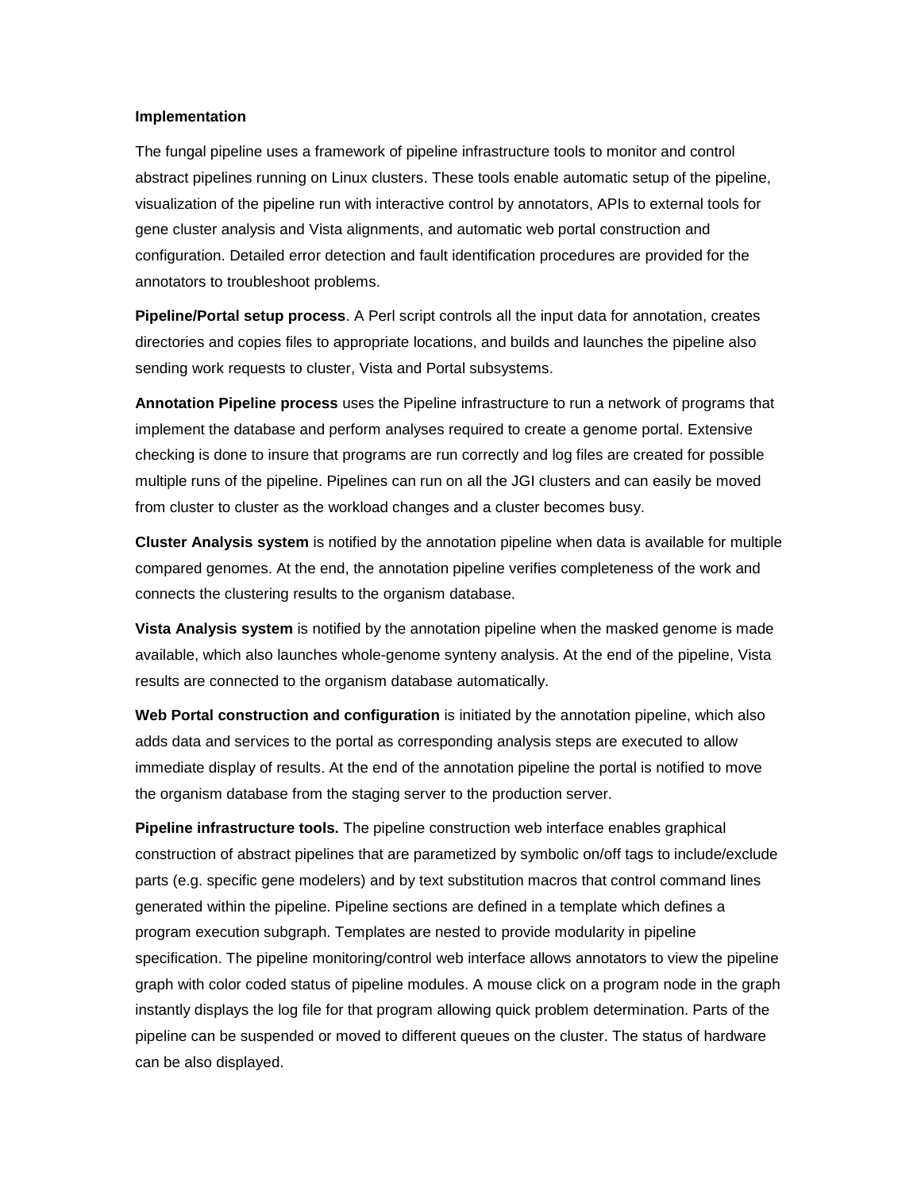### Implementation

The fungal pipeline uses a framework of pipeline infrastructure tools to monitor and control abstract pipelines running on Linux clusters. These tools enable automatic setup of the pipeline, visualization of the pipeline run with interactive control by annotators, APIs to external tools for gene cluster analysis and Vista alignments, and automatic web portal construction and configuration. Detailed error detection and fault identification procedures are provided for the annotators to troubleshoot problems.

**Pipeline/Portal setup process**. A Perl script controls all the input data for annotation, creates directories and copies files to appropriate locations, and builds and launches the pipeline also sending work requests to cluster, Vista and Portal subsystems.

**Annotation Pipeline process** uses the Pipeline infrastructure to run a network of programs that implement the database and perform analyses required to create a genome portal. Extensive checking is done to insure that programs are run correctly and log files are created for possible multiple runs of the pipeline. Pipelines can run on all the JGI clusters and can easily be moved from cluster to cluster as the workload changes and a cluster becomes busy.

**Cluster Analysis system** is notified by the annotation pipeline when data is available for multiple compared genomes. At the end, the annotation pipeline verifies completeness of the work and connects the clustering results to the organism database.

**Vista Analysis system** is notified by the annotation pipeline when the masked genome is made available, which also launches whole-genome synteny analysis. At the end of the pipeline, Vista results are connected to the organism database automatically.

**Web Portal construction and configuration** is initiated by the annotation pipeline, which also adds data and services to the portal as corresponding analysis steps are executed to allow immediate display of results. At the end of the annotation pipeline the portal is notified to move the organism database from the staging server to the production server.

**Pipeline infrastructure tools.** The pipeline construction web interface enables graphical construction of abstract pipelines that are parametized by symbolic on/off tags to include/exclude parts (e.g. specific gene modelers) and by text substitution macros that control command lines generated within the pipeline. Pipeline sections are defined in a template which defines a program execution subgraph. Templates are nested to provide modularity in pipeline specification. The pipeline monitoring/control web interface allows annotators to view the pipeline graph with color coded status of pipeline modules. A mouse click on a program node in the graph instantly displays the log file for that program allowing quick problem determination. Parts of the pipeline can be suspended or moved to different queues on the cluster. The status of hardware can be also displayed.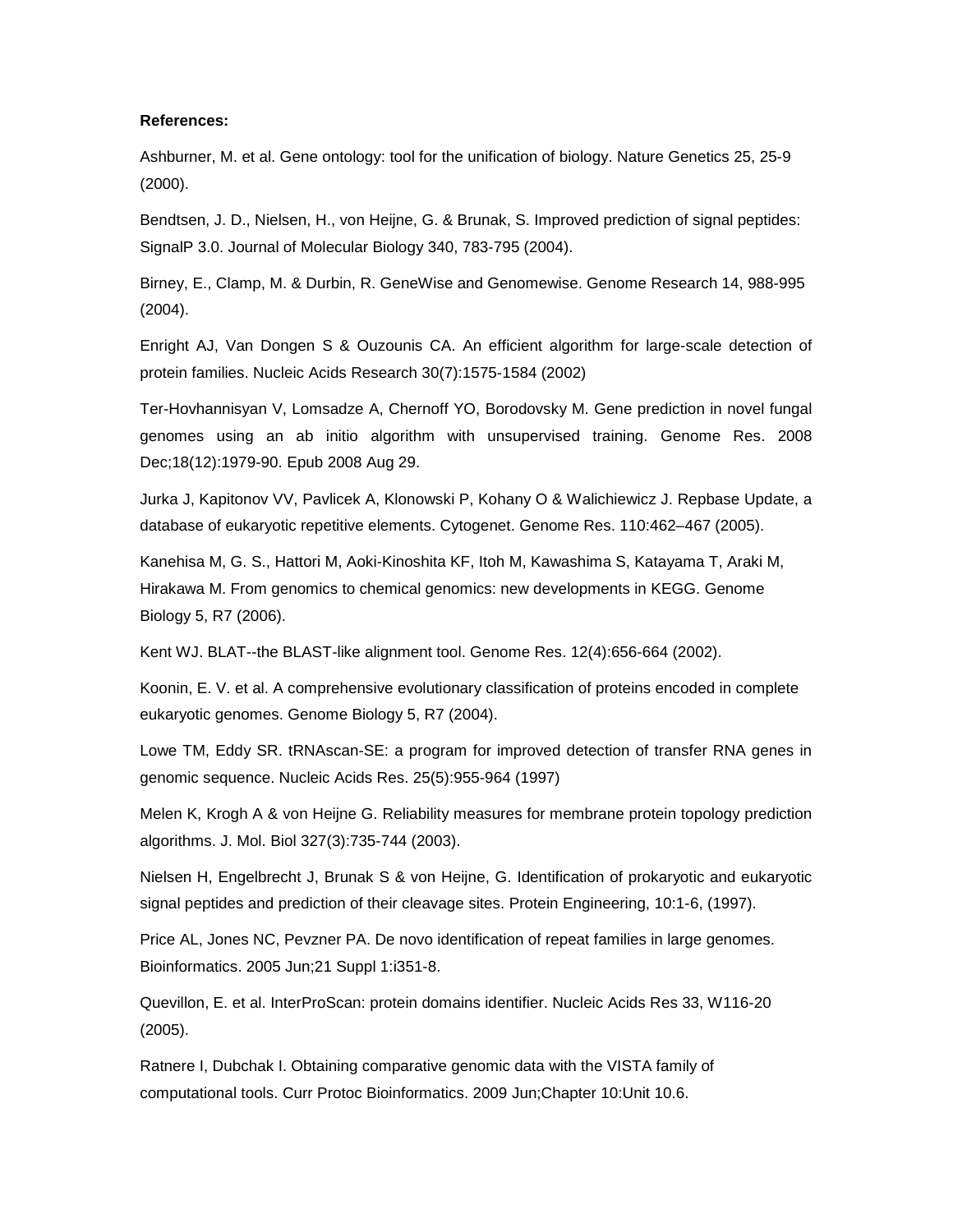**References:**

Ashburner, M. et al. Gene ontology: tool for the unification of biology. Nature Genetics 25, 25-9 (2000).

Bendtsen, J. D., Nielsen, H., von Heijne, G. & Brunak, S. Improved prediction of signal peptides: SignalP 3.0. Journal of Molecular Biology 340, 783-795 (2004).

Birney, E., Clamp, M. & Durbin, R. GeneWise and Genomewise. Genome Research 14, 988-995 (2004).

Enright AJ, Van Dongen S & Ouzounis CA. An efficient algorithm for large-scale detection of protein families. Nucleic Acids Research 30(7):1575-1584 (2002)

Ter-Hovhannisyan V, Lomsadze A, Chernoff YO, Borodovsky M. Gene prediction in novel fungal genomes using an ab initio algorithm with unsupervised training. Genome Res. 2008 Dec;18(12):1979-90. Epub 2008 Aug 29.

Jurka J, Kapitonov VV, Pavlicek A, Klonowski P, Kohany O & Walichiewicz J. Repbase Update, a database of eukaryotic repetitive elements. Cytogenet. Genome Res. 110:462–467 (2005).

Kanehisa M, G. S., Hattori M, Aoki-Kinoshita KF, Itoh M, Kawashima S, Katayama T, Araki M, Hirakawa M. From genomics to chemical genomics: new developments in KEGG. Genome Biology 5, R7 (2006).

Kent WJ. BLAT--the BLAST-like alignment tool. Genome Res. 12(4):656-664 (2002).

Koonin, E. V. et al. A comprehensive evolutionary classification of proteins encoded in complete eukaryotic genomes. Genome Biology 5, R7 (2004).

Lowe TM, Eddy SR. tRNAscan-SE: a program for improved detection of transfer RNA genes in genomic sequence. Nucleic Acids Res. 25(5):955-964 (1997)

Melen K, Krogh A & von Heijne G. Reliability measures for membrane protein topology prediction algorithms. J. Mol. Biol 327(3):735-744 (2003).

Nielsen H, Engelbrecht J, Brunak S & von Heijne, G. Identification of prokaryotic and eukaryotic signal peptides and prediction of their cleavage sites. Protein Engineering, 10:1-6, (1997).

Price AL, Jones NC, Pevzner PA. De novo identification of repeat families in large genomes. Bioinformatics. 2005 Jun;21 Suppl 1:i351-8.

Quevillon, E. et al. InterProScan: protein domains identifier. Nucleic Acids Res 33, W116-20 (2005).

Ratnere I, Dubchak I. Obtaining comparative genomic data with the VISTA family of computational tools. Curr Protoc Bioinformatics. 2009 Jun;Chapter 10:Unit 10.6.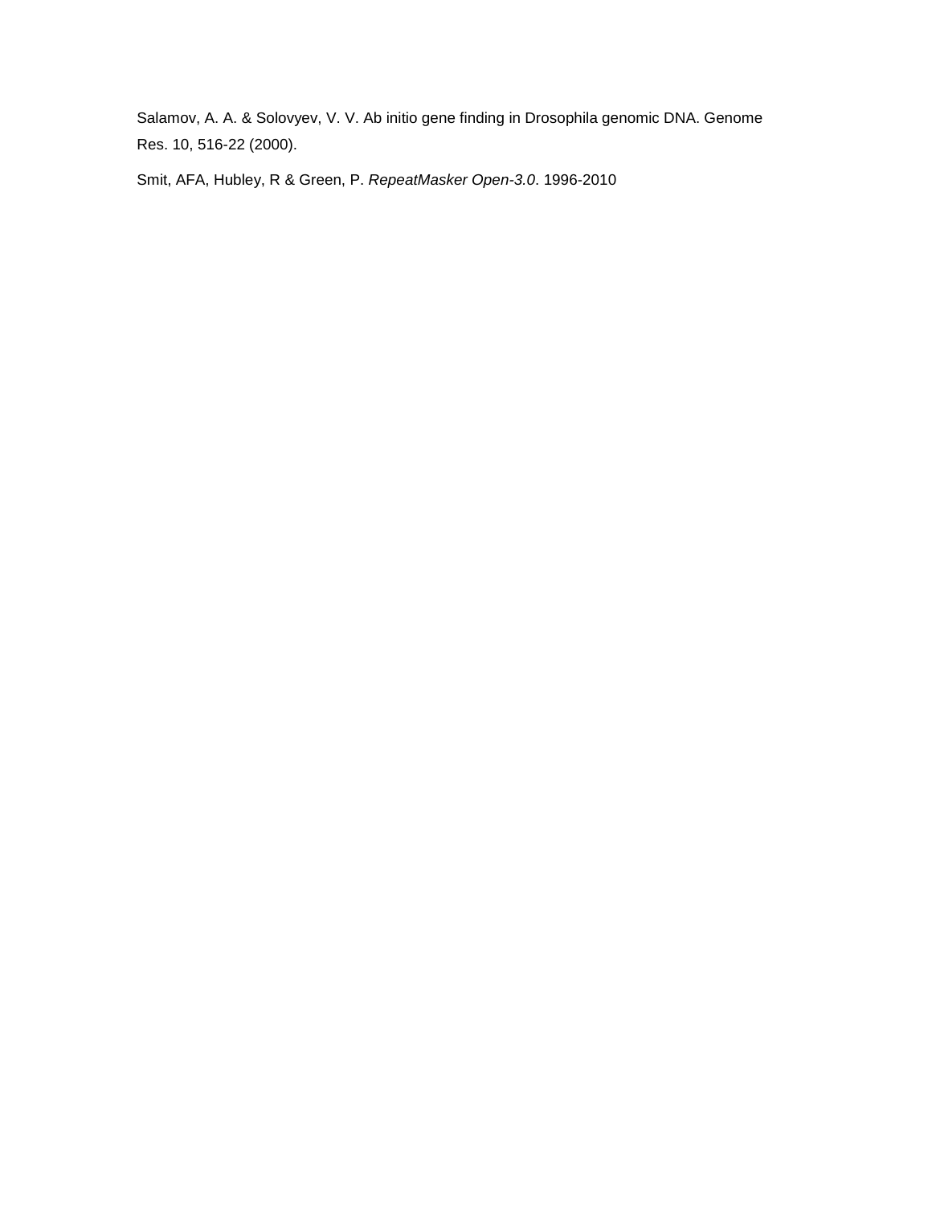Salamov, A. A. & Solovyev, V. V. Ab initio gene finding in Drosophila genomic DNA. Genome Res. 10, 516-22 (2000).

Smit, AFA, Hubley, R & Green, P. *RepeatMasker Open-3.0*. 1996-2010